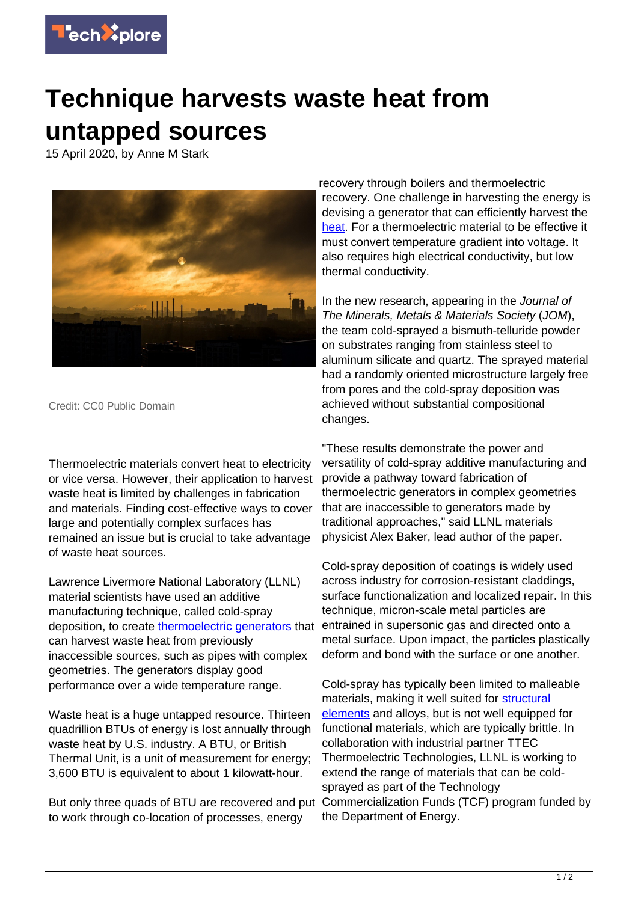# Technique harvests waste heat from untapped sources

15 April 2020, by Anne M Stark

Credit: CC0 Public Domain

Thermoelectric materials convert heat to electricity or vice versa. However, their application to harvest waste heat is limited by challenges in fabrication and materials. Finding cost-effective ways to cover large and potentially complex surfaces has remained an issue but is crucial to take advantage of waste heat sources.

Lawrence Livermore National Laboratory (LLNL) material scientists have used an additive manufacturing technique, called cold-spray deposition, to create thermoelectric generators that can harvest waste heat from previously inaccessible sources, such as pipes with complex geometries. The generators display good performance over a wide temperature range.

Waste heat is a huge untapped resource. Thirteen quadrillion BTUs of energy is lost annually through waste heat by U.S. industry. A BTU, or British Thermal Unit, is a unit of measurement for energy; 3,600 BTU is equivalent to about 1 kilowatt-hour.

But only three quads of BTU are recovered and put to work through co-location of processes, energy recovery through boilers and thermoelectric recovery. One challenge in harvesting the energy is devising a generator that can efficiently harvest the heat. For a thermoelectric material to be effective it must convert temperature gradient into voltage. It also requires high electrical conductivity, but low thermal conductivity.

In the new research, appearing in the *Journal of The Minerals, Metals & Materials Society* (*JOM*), the team cold-sprayed a bismuth-telluride powder on substrates ranging from stainless steel to aluminum silicate and quartz. The sprayed material had a randomly oriented microstructure largely free from pores and the cold-spray deposition was achieved without substantial compositional changes.

"These results demonstrate the power and versatility of cold-spray additive manufacturing and provide a pathway toward fabrication of thermoelectric generators in complex geometries that are inaccessible to generators made by traditional approaches," said LLNL materials physicist Alex Baker, lead author of the paper.

Cold-spray deposition of coatings is widely used across industry for corrosion-resistant claddings, surface functionalization and localized repair. In this technique, micron-scale metal particles are entrained in supersonic gas and directed onto a metal surface. Upon impact, the particles plastically deform and bond with the surface or one another.

Cold-spray has typically been limited to malleable materials, making it well suited for structural elements and alloys, but is not well equipped for functional materials, which are typically brittle. In collaboration with industrial partner TTEC Thermoelectric Technologies, LLNL is working to extend the range of materials that can be cold-sprayed as part of the Technology Commercialization Funds (TCF) program funded by the Department of Energy.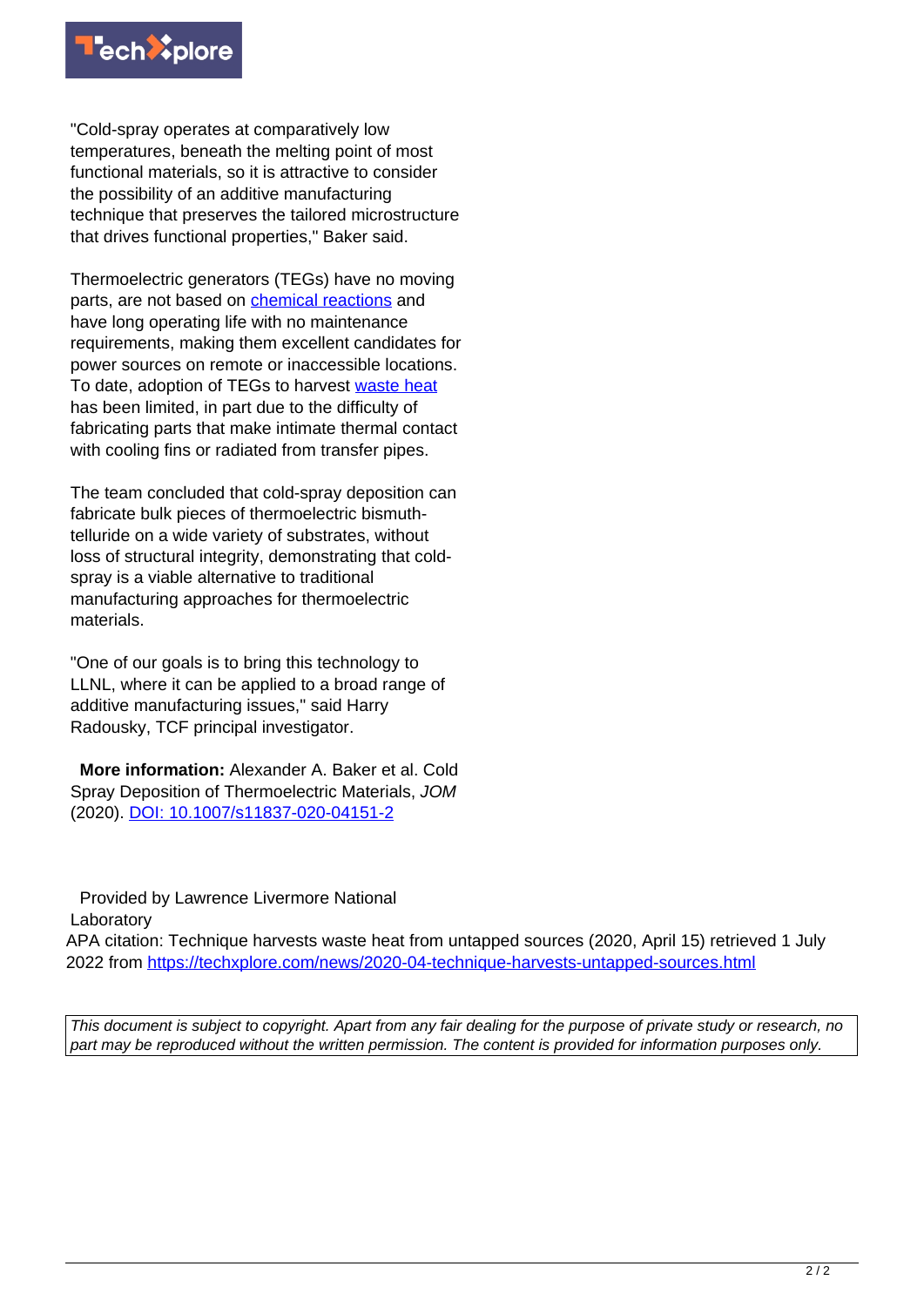"Cold-spray operates at comparatively low temperatures, beneath the melting point of most functional materials, so it is attractive to consider the possibility of an additive manufacturing technique that preserves the tailored microstructure that drives functional properties," Baker said.

Thermoelectric generators (TEGs) have no moving parts, are not based on chemical reactions and have long operating life with no maintenance requirements, making them excellent candidates for power sources on remote or inaccessible locations. To date, adoption of TEGs to harvest waste heat has been limited, in part due to the difficulty of fabricating parts that make intimate thermal contact with cooling fins or radiated from transfer pipes.

The team concluded that cold-spray deposition can fabricate bulk pieces of thermoelectric bismuth-telluride on a wide variety of substrates, without loss of structural integrity, demonstrating that cold-spray is a viable alternative to traditional manufacturing approaches for thermoelectric materials.

"One of our goals is to bring this technology to LLNL, where it can be applied to a broad range of additive manufacturing issues," said Harry Radousky, TCF principal investigator.

**More information:** Alexander A. Baker et al. Cold Spray Deposition of Thermoelectric Materials, *JOM* (2020). DOI: 10.1007/s11837-020-04151-2

Provided by Lawrence Livermore National Laboratory

APA citation: Technique harvests waste heat from untapped sources (2020, April 15) retrieved 1 July 2022 from https://techxplore.com/news/2020-04-technique-harvests-untapped-sources.html

*This document is subject to copyright. Apart from any fair dealing for the purpose of private study or research, no part may be reproduced without the written permission. The content is provided for information purposes only.*